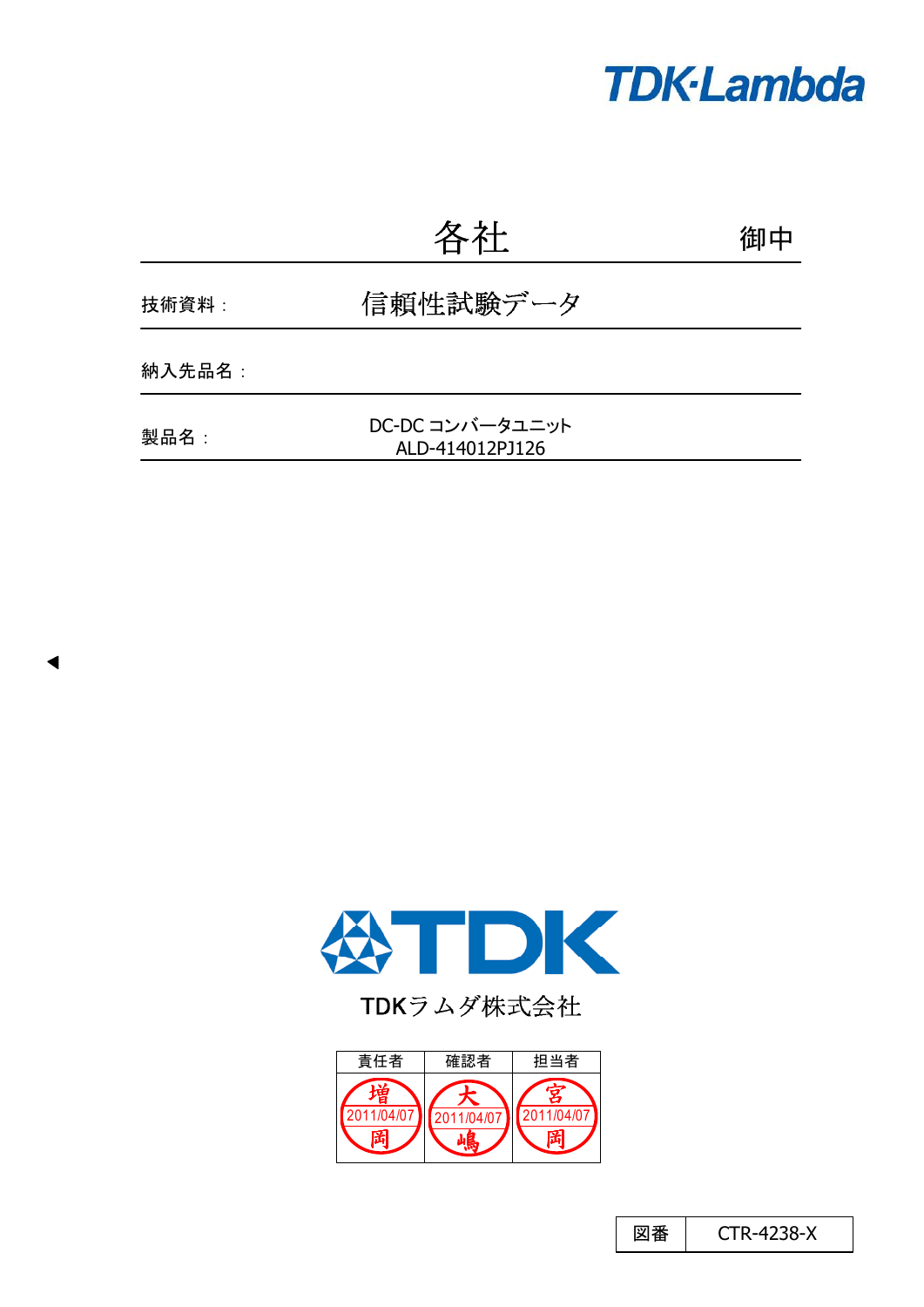TDK-Lambda

# 各社　御中

技術資料：信頼性試験データ

納入先品名：

製品名：DC-DC コンバータユニット ALD-414012PJ126

TDKラムダ株式会社

| 責任者 | 確認者 | 担当者 |
|---|---|---|
| 増岡 2011/04/07 | 大嶋 2011/04/07 | 宮岡 2011/04/07 |

| 図番 | CTR-4238-X |
|---|---|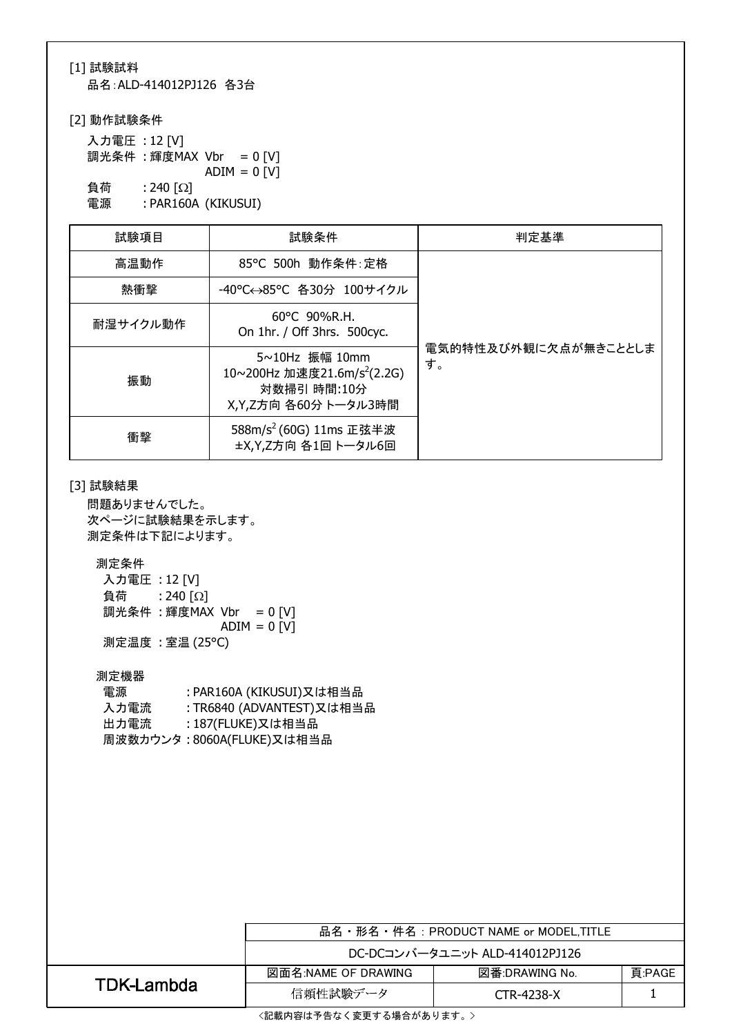[1] 試験試料

品名：ALD-414012PJ126　各3台

[2] 動作試験条件

入力電圧　：12 [V]
調光条件　：輝度MAX　Vbr　= 0 [V]
　　　　　　　　　　　ADIM = 0 [V]
負荷　　　：240 [Ω]
電源　　　：PAR160A (KIKUSUI)

| 試験項目 | 試験条件 | 判定基準 |
|---|---|---|
| 高温動作 | 85°C 500h 動作条件：定格 | 電気的特性及び外観に欠点が無きこととします。 |
| 熱衝撃 | -40°C↔85°C 各30分 100サイクル | |
| 耐湿サイクル動作 | 60°C 90%R.H.<br>On 1hr. / Off 3hrs. 500cyc. | |
| 振動 | 5~10Hz 振幅 10mm<br>10~200Hz 加速度21.6m/$s^2$(2.2G)<br>対数掃引 時間:10分<br>X,Y,Z方向 各60分 トータル3時間 | |
| 衝撃 | 588m/$s^2$ (60G) 11ms 正弦半波<br>±X,Y,Z方向 各1回 トータル6回 | |

[3] 試験結果

問題ありませんでした。
次ページに試験結果を示します。
測定条件は下記によります。

測定条件
入力電圧　：12 [V]
負荷　　　：240 [Ω]
調光条件　：輝度MAX　Vbr　= 0 [V]
　　　　　　　　　　　ADIM = 0 [V]
測定温度　：室温 (25°C)

測定機器
電源　　　　　：PAR160A (KIKUSUI)又は相当品
入力電流　　　：TR6840 (ADVANTEST)又は相当品
出力電流　　　：187(FLUKE)又は相当品
周波数カウンタ：8060A(FLUKE)又は相当品

| TDK-Lambda | 品名・形名・件名：PRODUCT NAME or MODEL,TITLE | | |
|---|---|---|---|
| | DC-DCコンバータユニット ALD-414012PJ126 | | |
| | 図面名:NAME OF DRAWING | 図番:DRAWING No. | 頁:PAGE |
| | 信頼性試験データ | CTR-4238-X | 1 |

<記載内容は予告なく変更する場合があります。>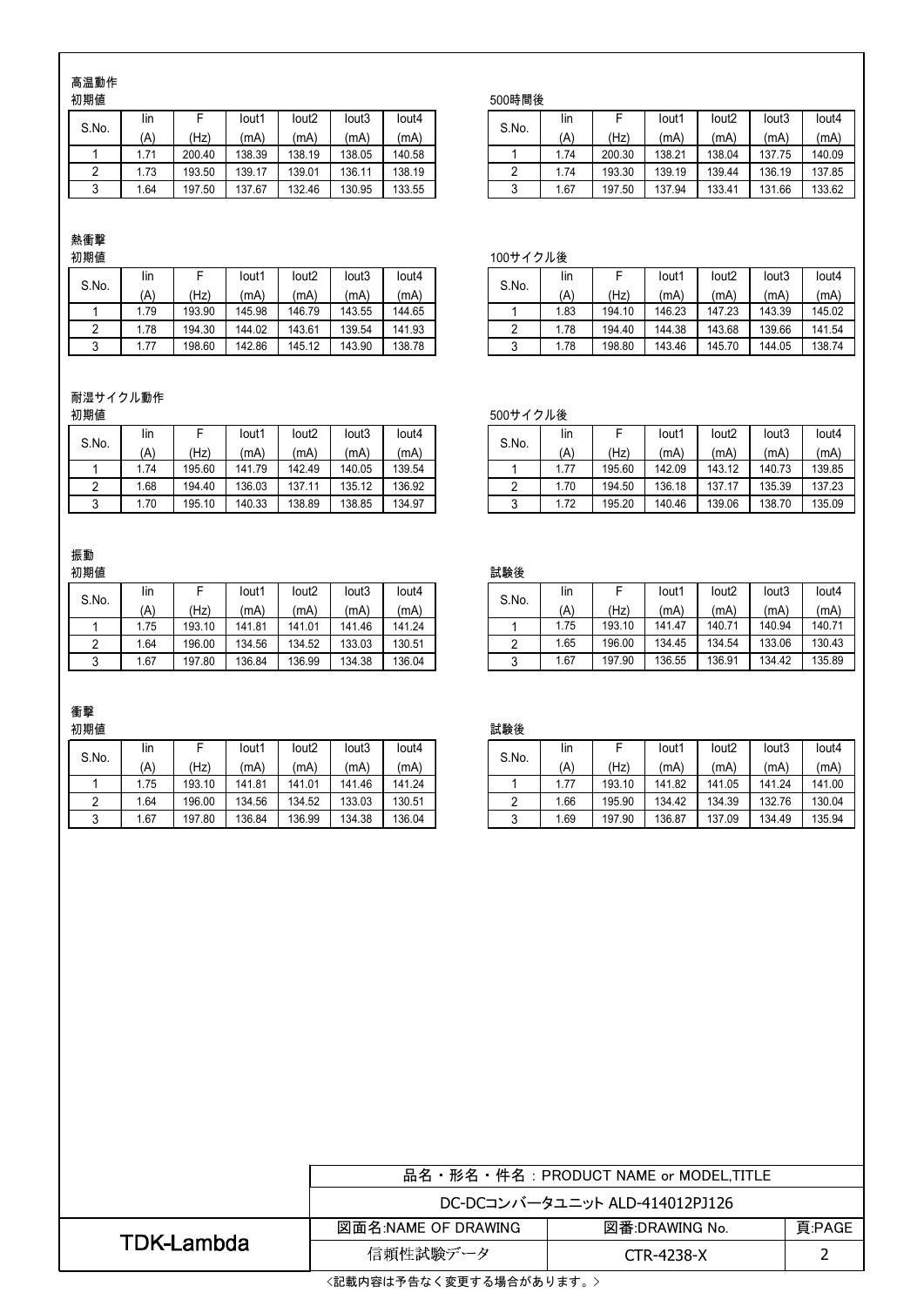## 高温動作

初期値

| S.No. | Iin (A) | F (Hz) | Iout1 (mA) | Iout2 (mA) | Iout3 (mA) | Iout4 (mA) |
|---|---|---|---|---|---|---|
| 1 | 1.71 | 200.40 | 138.39 | 138.19 | 138.05 | 140.58 |
| 2 | 1.73 | 193.50 | 139.17 | 139.01 | 136.11 | 138.19 |
| 3 | 1.64 | 197.50 | 137.67 | 132.46 | 130.95 | 133.55 |

500時間後

| S.No. | Iin (A) | F (Hz) | Iout1 (mA) | Iout2 (mA) | Iout3 (mA) | Iout4 (mA) |
|---|---|---|---|---|---|---|
| 1 | 1.74 | 200.30 | 138.21 | 138.04 | 137.75 | 140.09 |
| 2 | 1.74 | 193.30 | 139.19 | 139.44 | 136.19 | 137.85 |
| 3 | 1.67 | 197.50 | 137.94 | 133.41 | 131.66 | 133.62 |

## 熱衝撃

初期値

| S.No. | Iin (A) | F (Hz) | Iout1 (mA) | Iout2 (mA) | Iout3 (mA) | Iout4 (mA) |
|---|---|---|---|---|---|---|
| 1 | 1.79 | 193.90 | 145.98 | 146.79 | 143.55 | 144.65 |
| 2 | 1.78 | 194.30 | 144.02 | 143.61 | 139.54 | 141.93 |
| 3 | 1.77 | 198.60 | 142.86 | 145.12 | 143.90 | 138.78 |

100サイクル後

| S.No. | Iin (A) | F (Hz) | Iout1 (mA) | Iout2 (mA) | Iout3 (mA) | Iout4 (mA) |
|---|---|---|---|---|---|---|
| 1 | 1.83 | 194.10 | 146.23 | 147.23 | 143.39 | 145.02 |
| 2 | 1.78 | 194.40 | 144.38 | 143.68 | 139.66 | 141.54 |
| 3 | 1.78 | 198.80 | 143.46 | 145.70 | 144.05 | 138.74 |

## 耐湿サイクル動作

初期値

| S.No. | Iin (A) | F (Hz) | Iout1 (mA) | Iout2 (mA) | Iout3 (mA) | Iout4 (mA) |
|---|---|---|---|---|---|---|
| 1 | 1.74 | 195.60 | 141.79 | 142.49 | 140.05 | 139.54 |
| 2 | 1.68 | 194.40 | 136.03 | 137.11 | 135.12 | 136.92 |
| 3 | 1.70 | 195.10 | 140.33 | 138.89 | 138.85 | 134.97 |

500サイクル後

| S.No. | Iin (A) | F (Hz) | Iout1 (mA) | Iout2 (mA) | Iout3 (mA) | Iout4 (mA) |
|---|---|---|---|---|---|---|
| 1 | 1.77 | 195.60 | 142.09 | 143.12 | 140.73 | 139.85 |
| 2 | 1.70 | 194.50 | 136.18 | 137.17 | 135.39 | 137.23 |
| 3 | 1.72 | 195.20 | 140.46 | 139.06 | 138.70 | 135.09 |

## 振動

初期値

| S.No. | Iin (A) | F (Hz) | Iout1 (mA) | Iout2 (mA) | Iout3 (mA) | Iout4 (mA) |
|---|---|---|---|---|---|---|
| 1 | 1.75 | 193.10 | 141.81 | 141.01 | 141.46 | 141.24 |
| 2 | 1.64 | 196.00 | 134.56 | 134.52 | 133.03 | 130.51 |
| 3 | 1.67 | 197.80 | 136.84 | 136.99 | 134.38 | 136.04 |

試験後

| S.No. | Iin (A) | F (Hz) | Iout1 (mA) | Iout2 (mA) | Iout3 (mA) | Iout4 (mA) |
|---|---|---|---|---|---|---|
| 1 | 1.75 | 193.10 | 141.47 | 140.71 | 140.94 | 140.71 |
| 2 | 1.65 | 196.00 | 134.45 | 134.54 | 133.06 | 130.43 |
| 3 | 1.67 | 197.90 | 136.55 | 136.91 | 134.42 | 135.89 |

## 衝撃

初期値

| S.No. | Iin (A) | F (Hz) | Iout1 (mA) | Iout2 (mA) | Iout3 (mA) | Iout4 (mA) |
|---|---|---|---|---|---|---|
| 1 | 1.75 | 193.10 | 141.81 | 141.01 | 141.46 | 141.24 |
| 2 | 1.64 | 196.00 | 134.56 | 134.52 | 133.03 | 130.51 |
| 3 | 1.67 | 197.80 | 136.84 | 136.99 | 134.38 | 136.04 |

試験後

| S.No. | Iin (A) | F (Hz) | Iout1 (mA) | Iout2 (mA) | Iout3 (mA) | Iout4 (mA) |
|---|---|---|---|---|---|---|
| 1 | 1.77 | 193.10 | 141.82 | 141.05 | 141.24 | 141.00 |
| 2 | 1.66 | 195.90 | 134.42 | 134.39 | 132.76 | 130.04 |
| 3 | 1.69 | 197.90 | 136.87 | 137.09 | 134.49 | 135.94 |

| | 品名・形名・件名：PRODUCT NAME or MODEL,TITLE | | |
|---|---|---|---|
| | DC-DCコンバータユニット ALD-414012PJ126 | | |
| TDK-Lambda | 図面名:NAME OF DRAWING | 図番:DRAWING No. | 頁:PAGE |
| | 信頼性試験データ | CTR-4238-X | 2 |

<記載内容は予告なく変更する場合があります。>